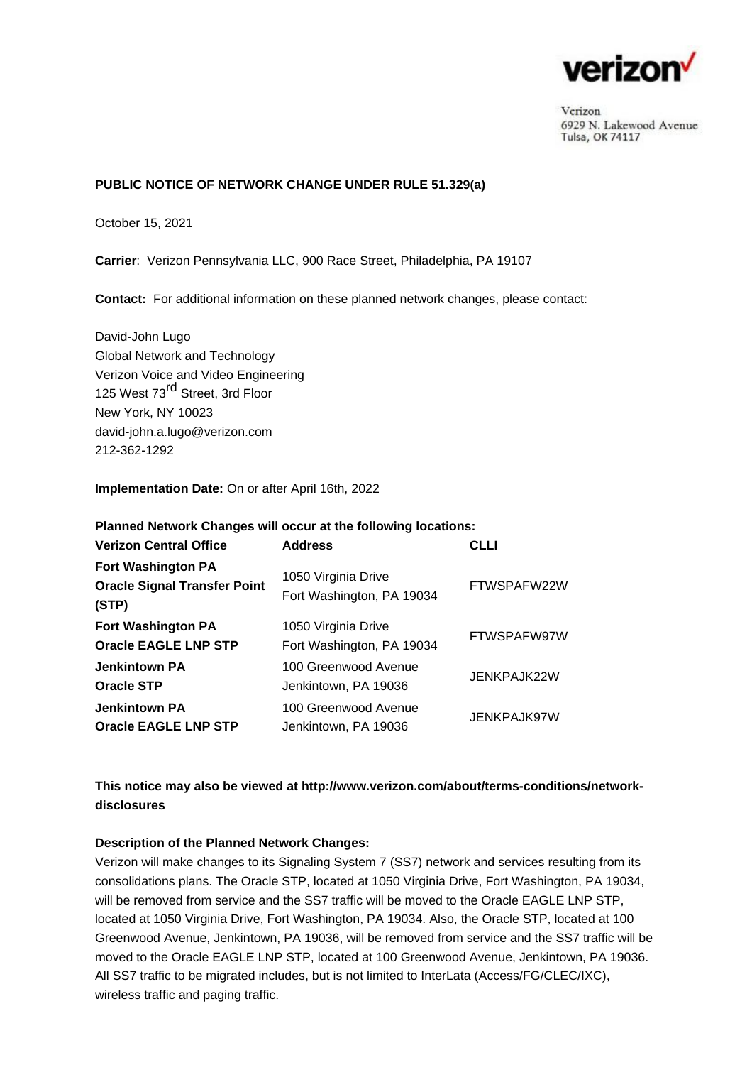verizon

Verizon
6929 N. Lakewood Avenue
Tulsa, OK 74117

**PUBLIC NOTICE OF NETWORK CHANGE UNDER RULE 51.329(a)**

October 15, 2021

**Carrier**: Verizon Pennsylvania LLC, 900 Race Street, Philadelphia, PA 19107

**Contact:** For additional information on these planned network changes, please contact:

David-John Lugo
Global Network and Technology
Verizon Voice and Video Engineering
125 West 73rd Street, 3rd Floor
New York, NY 10023
david-john.a.lugo@verizon.com
212-362-1292

**Implementation Date:** On or after April 16th, 2022

**Planned Network Changes will occur at the following locations:**

| **Verizon Central Office** | **Address** | **CLLI** |
|---|---|---|
| **Fort Washington PA Oracle Signal Transfer Point (STP)** | 1050 Virginia Drive Fort Washington, PA 19034 | FTWSPAFW22W |
| **Fort Washington PA Oracle EAGLE LNP STP** | 1050 Virginia Drive Fort Washington, PA 19034 | FTWSPAFW97W |
| **Jenkintown PA Oracle STP** | 100 Greenwood Avenue Jenkintown, PA 19036 | JENKPAJK22W |
| **Jenkintown PA Oracle EAGLE LNP STP** | 100 Greenwood Avenue Jenkintown, PA 19036 | JENKPAJK97W |

**This notice may also be viewed at http://www.verizon.com/about/terms-conditions/network-disclosures**

**Description of the Planned Network Changes:**

Verizon will make changes to its Signaling System 7 (SS7) network and services resulting from its consolidations plans. The Oracle STP, located at 1050 Virginia Drive, Fort Washington, PA 19034, will be removed from service and the SS7 traffic will be moved to the Oracle EAGLE LNP STP, located at 1050 Virginia Drive, Fort Washington, PA 19034. Also, the Oracle STP, located at 100 Greenwood Avenue, Jenkintown, PA 19036, will be removed from service and the SS7 traffic will be moved to the Oracle EAGLE LNP STP, located at 100 Greenwood Avenue, Jenkintown, PA 19036. All SS7 traffic to be migrated includes, but is not limited to InterLata (Access/FG/CLEC/IXC), wireless traffic and paging traffic.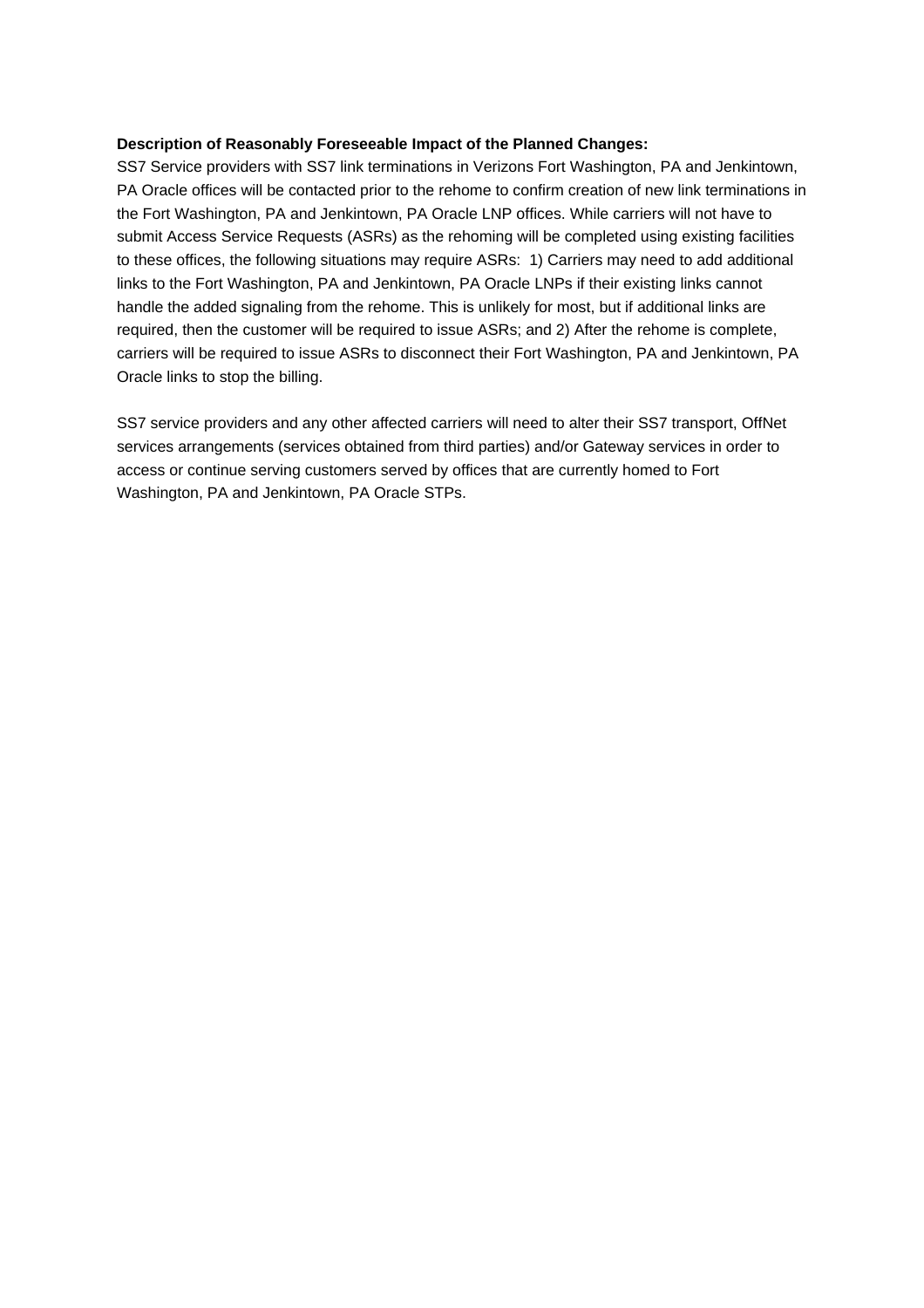**Description of Reasonably Foreseeable Impact of the Planned Changes:**

SS7 Service providers with SS7 link terminations in Verizons Fort Washington, PA and Jenkintown, PA Oracle offices will be contacted prior to the rehome to confirm creation of new link terminations in the Fort Washington, PA and Jenkintown, PA Oracle LNP offices. While carriers will not have to submit Access Service Requests (ASRs) as the rehoming will be completed using existing facilities to these offices, the following situations may require ASRs: 1) Carriers may need to add additional links to the Fort Washington, PA and Jenkintown, PA Oracle LNPs if their existing links cannot handle the added signaling from the rehome. This is unlikely for most, but if additional links are required, then the customer will be required to issue ASRs; and 2) After the rehome is complete, carriers will be required to issue ASRs to disconnect their Fort Washington, PA and Jenkintown, PA Oracle links to stop the billing.

SS7 service providers and any other affected carriers will need to alter their SS7 transport, OffNet services arrangements (services obtained from third parties) and/or Gateway services in order to access or continue serving customers served by offices that are currently homed to Fort Washington, PA and Jenkintown, PA Oracle STPs.